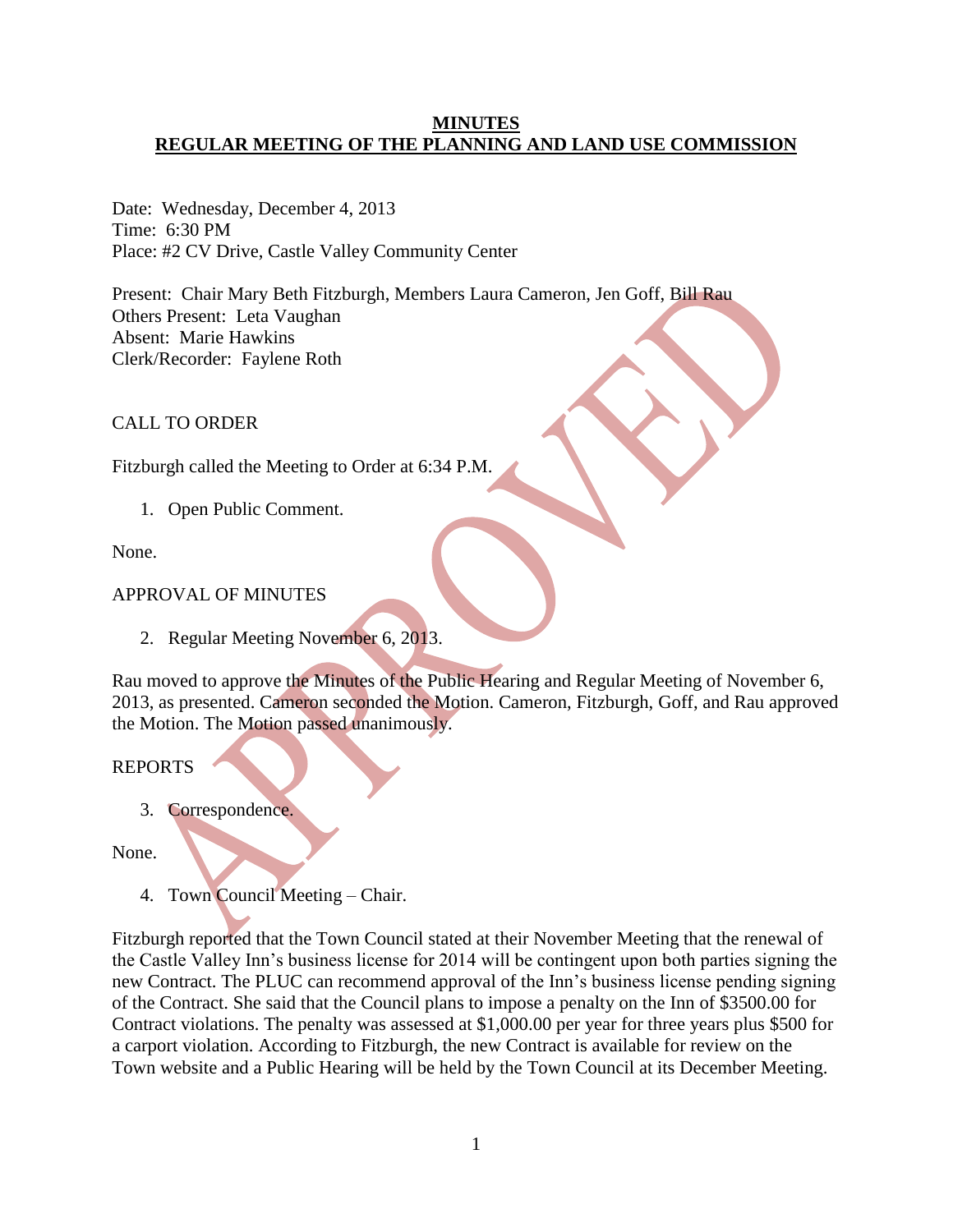# MINUTES
## REGULAR MEETING OF THE PLANNING AND LAND USE COMMISSION

Date: Wednesday, December 4, 2013
Time: 6:30 PM
Place: #2 CV Drive, Castle Valley Community Center

Present: Chair Mary Beth Fitzburgh, Members Laura Cameron, Jen Goff, Bill Rau
Others Present: Leta Vaughan
Absent: Marie Hawkins
Clerk/Recorder: Faylene Roth

CALL TO ORDER

Fitzburgh called the Meeting to Order at 6:34 P.M.

1. Open Public Comment.

None.

APPROVAL OF MINUTES

2. Regular Meeting November 6, 2013.

Rau moved to approve the Minutes of the Public Hearing and Regular Meeting of November 6, 2013, as presented. Cameron seconded the Motion. Cameron, Fitzburgh, Goff, and Rau approved the Motion. The Motion passed unanimously.

REPORTS

3. Correspondence.

None.

4. Town Council Meeting – Chair.

Fitzburgh reported that the Town Council stated at their November Meeting that the renewal of the Castle Valley Inn's business license for 2014 will be contingent upon both parties signing the new Contract. The PLUC can recommend approval of the Inn's business license pending signing of the Contract. She said that the Council plans to impose a penalty on the Inn of $3500.00 for Contract violations. The penalty was assessed at $1,000.00 per year for three years plus $500 for a carport violation. According to Fitzburgh, the new Contract is available for review on the Town website and a Public Hearing will be held by the Town Council at its December Meeting.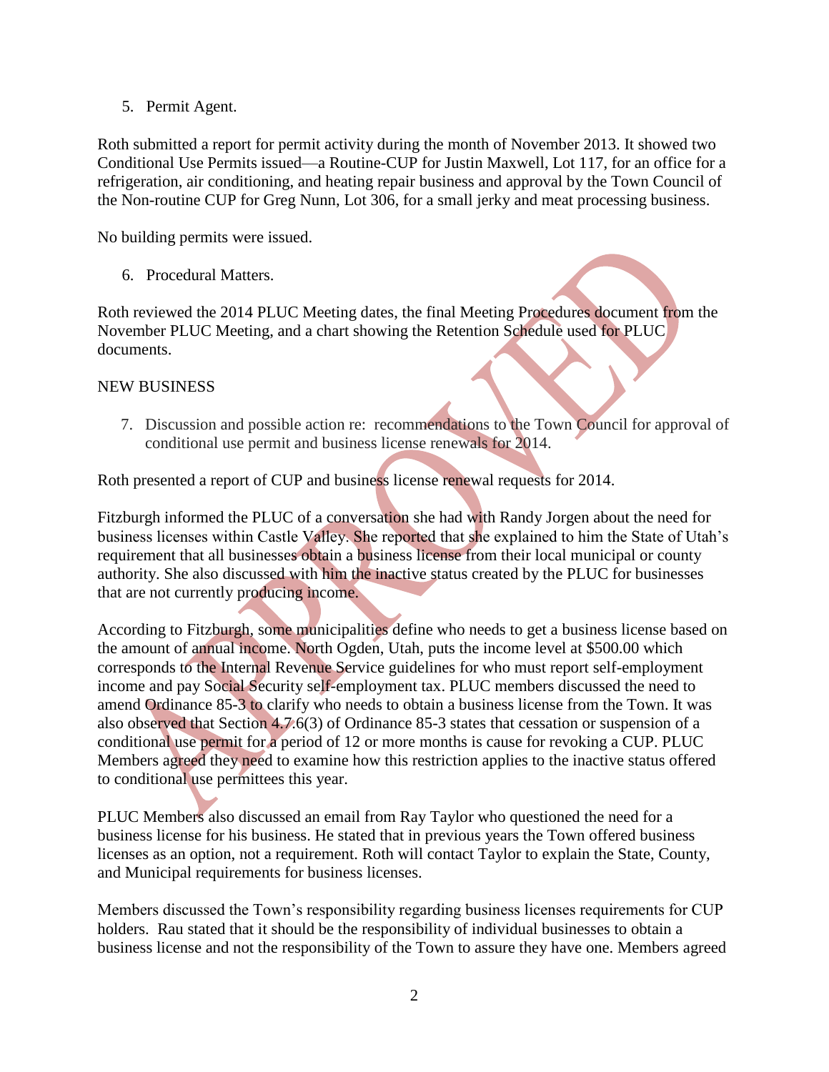5. Permit Agent.

Roth submitted a report for permit activity during the month of November 2013. It showed two Conditional Use Permits issued—a Routine-CUP for Justin Maxwell, Lot 117, for an office for a refrigeration, air conditioning, and heating repair business and approval by the Town Council of the Non-routine CUP for Greg Nunn, Lot 306, for a small jerky and meat processing business.

No building permits were issued.

6. Procedural Matters.

Roth reviewed the 2014 PLUC Meeting dates, the final Meeting Procedures document from the November PLUC Meeting, and a chart showing the Retention Schedule used for PLUC documents.

NEW BUSINESS

7. Discussion and possible action re: recommendations to the Town Council for approval of conditional use permit and business license renewals for 2014.

Roth presented a report of CUP and business license renewal requests for 2014.

Fitzburgh informed the PLUC of a conversation she had with Randy Jorgen about the need for business licenses within Castle Valley. She reported that she explained to him the State of Utah's requirement that all businesses obtain a business license from their local municipal or county authority. She also discussed with him the inactive status created by the PLUC for businesses that are not currently producing income.

According to Fitzburgh, some municipalities define who needs to get a business license based on the amount of annual income. North Ogden, Utah, puts the income level at $500.00 which corresponds to the Internal Revenue Service guidelines for who must report self-employment income and pay Social Security self-employment tax. PLUC members discussed the need to amend Ordinance 85-3 to clarify who needs to obtain a business license from the Town. It was also observed that Section 4.7.6(3) of Ordinance 85-3 states that cessation or suspension of a conditional use permit for a period of 12 or more months is cause for revoking a CUP. PLUC Members agreed they need to examine how this restriction applies to the inactive status offered to conditional use permittees this year.

PLUC Members also discussed an email from Ray Taylor who questioned the need for a business license for his business. He stated that in previous years the Town offered business licenses as an option, not a requirement. Roth will contact Taylor to explain the State, County, and Municipal requirements for business licenses.

Members discussed the Town's responsibility regarding business licenses requirements for CUP holders. Rau stated that it should be the responsibility of individual businesses to obtain a business license and not the responsibility of the Town to assure they have one. Members agreed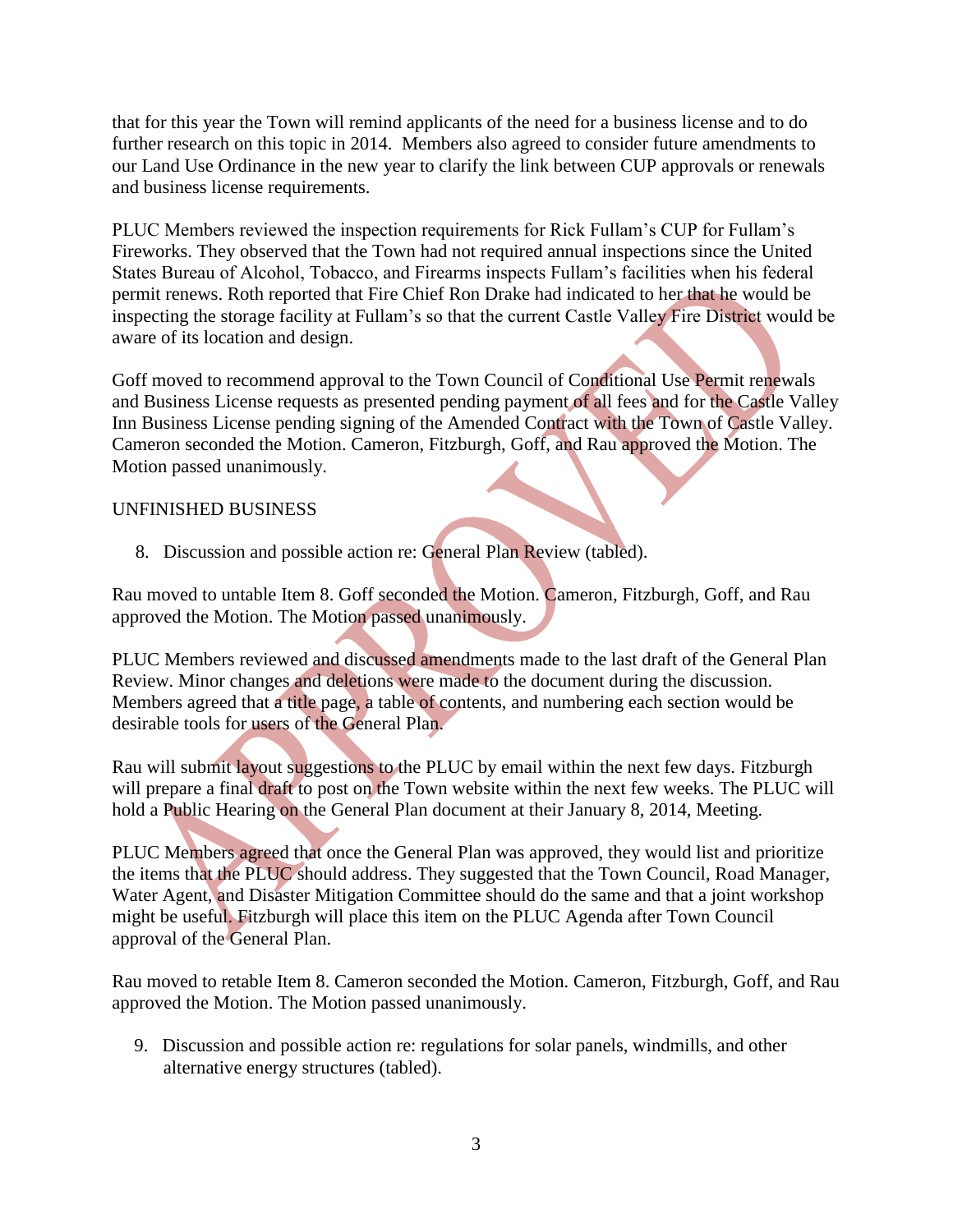that for this year the Town will remind applicants of the need for a business license and to do further research on this topic in 2014. Members also agreed to consider future amendments to our Land Use Ordinance in the new year to clarify the link between CUP approvals or renewals and business license requirements.

PLUC Members reviewed the inspection requirements for Rick Fullam's CUP for Fullam's Fireworks. They observed that the Town had not required annual inspections since the United States Bureau of Alcohol, Tobacco, and Firearms inspects Fullam's facilities when his federal permit renews. Roth reported that Fire Chief Ron Drake had indicated to her that he would be inspecting the storage facility at Fullam's so that the current Castle Valley Fire District would be aware of its location and design.

Goff moved to recommend approval to the Town Council of Conditional Use Permit renewals and Business License requests as presented pending payment of all fees and for the Castle Valley Inn Business License pending signing of the Amended Contract with the Town of Castle Valley. Cameron seconded the Motion. Cameron, Fitzburgh, Goff, and Rau approved the Motion. The Motion passed unanimously.

UNFINISHED BUSINESS

8. Discussion and possible action re: General Plan Review (tabled).

Rau moved to untable Item 8. Goff seconded the Motion. Cameron, Fitzburgh, Goff, and Rau approved the Motion. The Motion passed unanimously.

PLUC Members reviewed and discussed amendments made to the last draft of the General Plan Review. Minor changes and deletions were made to the document during the discussion. Members agreed that a title page, a table of contents, and numbering each section would be desirable tools for users of the General Plan.

Rau will submit layout suggestions to the PLUC by email within the next few days. Fitzburgh will prepare a final draft to post on the Town website within the next few weeks. The PLUC will hold a Public Hearing on the General Plan document at their January 8, 2014, Meeting.

PLUC Members agreed that once the General Plan was approved, they would list and prioritize the items that the PLUC should address. They suggested that the Town Council, Road Manager, Water Agent, and Disaster Mitigation Committee should do the same and that a joint workshop might be useful. Fitzburgh will place this item on the PLUC Agenda after Town Council approval of the General Plan.

Rau moved to retable Item 8. Cameron seconded the Motion. Cameron, Fitzburgh, Goff, and Rau approved the Motion. The Motion passed unanimously.

9. Discussion and possible action re: regulations for solar panels, windmills, and other alternative energy structures (tabled).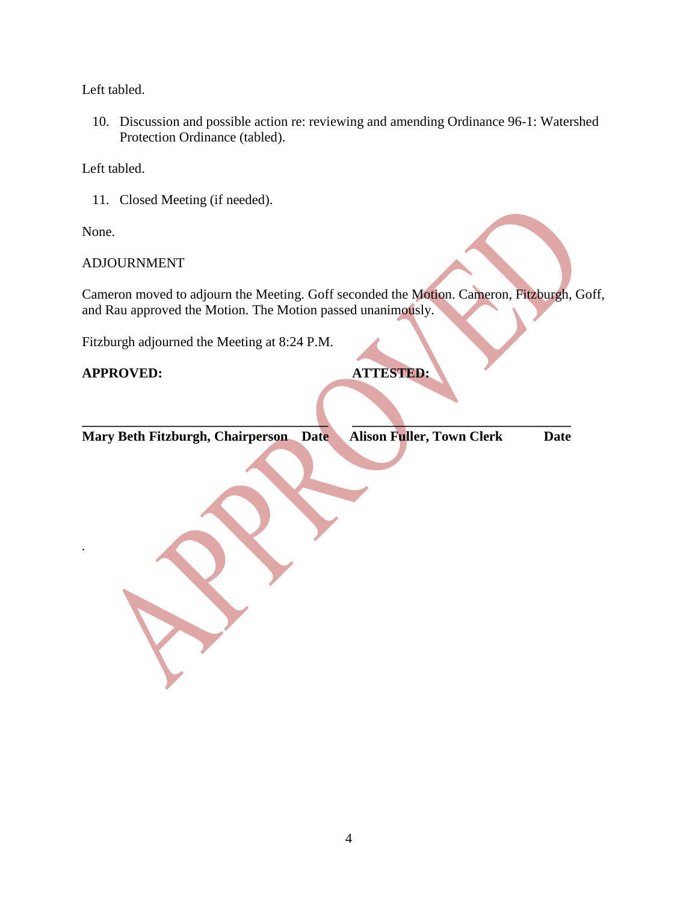Left tabled.

10. Discussion and possible action re: reviewing and amending Ordinance 96-1: Watershed Protection Ordinance (tabled).

Left tabled.

11. Closed Meeting (if needed).

None.

ADJOURNMENT

Cameron moved to adjourn the Meeting. Goff seconded the Motion. Cameron, Fitzburgh, Goff, and Rau approved the Motion. The Motion passed unanimously.

Fitzburgh adjourned the Meeting at 8:24 P.M.

**APPROVED:** **ATTESTED:**

\_\_\_\_\_\_\_\_\_\_\_\_\_\_\_\_\_\_\_\_\_\_\_\_\_\_\_\_\_\_\_\_\_\_\_ \_\_\_\_\_\_\_\_\_\_\_\_\_\_\_\_\_\_\_\_\_\_\_\_\_\_\_\_\_\_\_\_

**Mary Beth Fitzburgh, Chairperson Date** **Alison Fuller, Town Clerk Date**

APPROVED